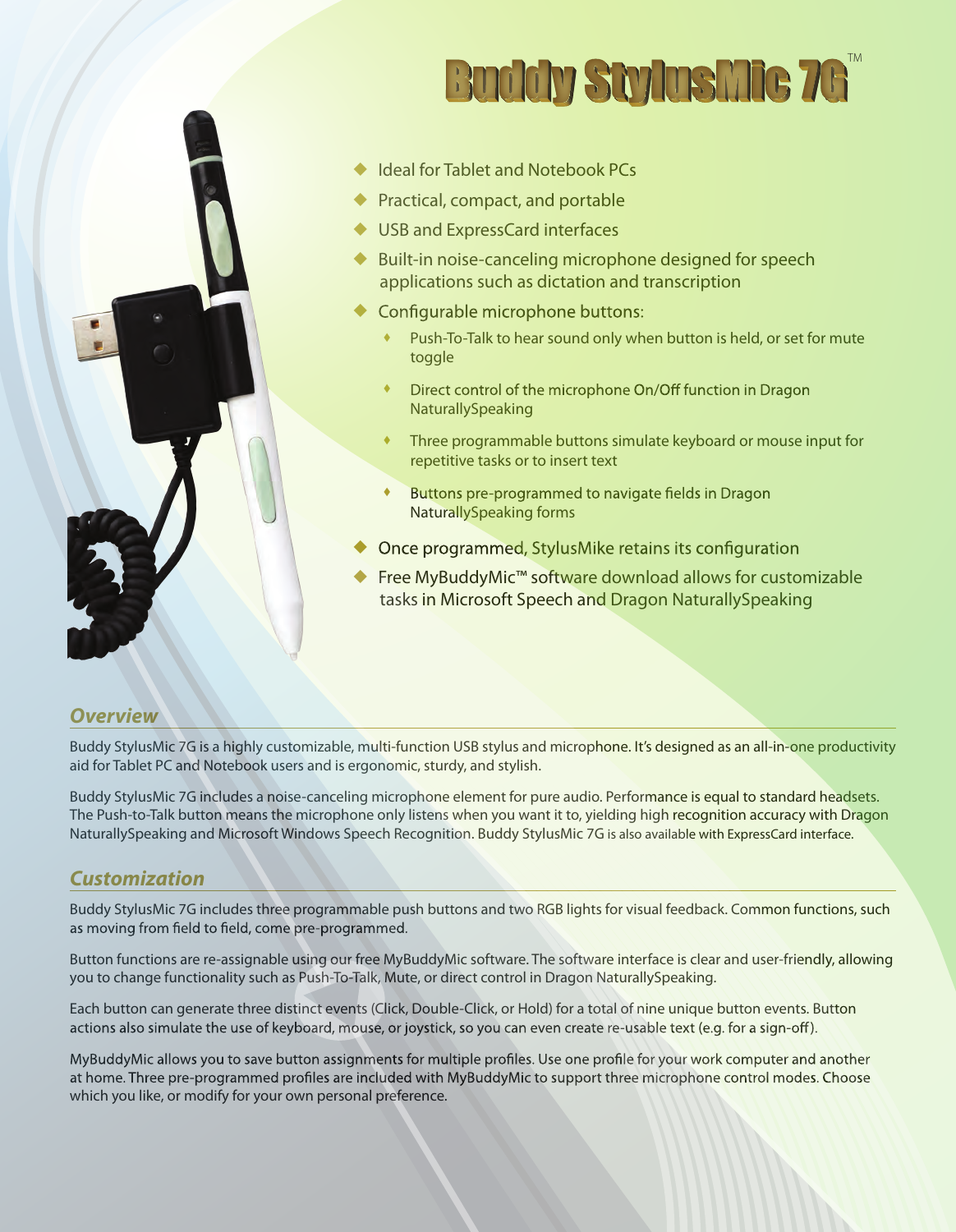# Buddy StylusMic 7G™

- Ideal for Tablet and Notebook PCs
- Practical, compact, and portable
- USB and ExpressCard interfaces
- Built-in noise-canceling microphone designed for speech applications such as dictation and transcription
- Configurable microphone buttons:
  - Push-To-Talk to hear sound only when button is held, or set for mute toggle
  - Direct control of the microphone On/Off function in Dragon NaturallySpeaking
  - Three programmable buttons simulate keyboard or mouse input for repetitive tasks or to insert text
  - Buttons pre-programmed to navigate fields in Dragon NaturallySpeaking forms
- Once programmed, StylusMike retains its configuration
- Free MyBuddyMic™ software download allows for customizable tasks in Microsoft Speech and Dragon NaturallySpeaking

## *Overview*

Buddy StylusMic 7G is a highly customizable, multi-function USB stylus and microphone. It's designed as an all-in-one productivity aid for Tablet PC and Notebook users and is ergonomic, sturdy, and stylish.

Buddy StylusMic 7G includes a noise-canceling microphone element for pure audio. Performance is equal to standard headsets. The Push-to-Talk button means the microphone only listens when you want it to, yielding high recognition accuracy with Dragon NaturallySpeaking and Microsoft Windows Speech Recognition. Buddy StylusMic 7G is also available with ExpressCard interface.

## *Customization*

Buddy StylusMic 7G includes three programmable push buttons and two RGB lights for visual feedback. Common functions, such as moving from field to field, come pre-programmed.

Button functions are re-assignable using our free MyBuddyMic software. The software interface is clear and user-friendly, allowing you to change functionality such as Push-To-Talk, Mute, or direct control in Dragon NaturallySpeaking.

Each button can generate three distinct events (Click, Double-Click, or Hold) for a total of nine unique button events. Button actions also simulate the use of keyboard, mouse, or joystick, so you can even create re-usable text (e.g. for a sign-off).

MyBuddyMic allows you to save button assignments for multiple profiles. Use one profile for your work computer and another at home. Three pre-programmed profiles are included with MyBuddyMic to support three microphone control modes. Choose which you like, or modify for your own personal preference.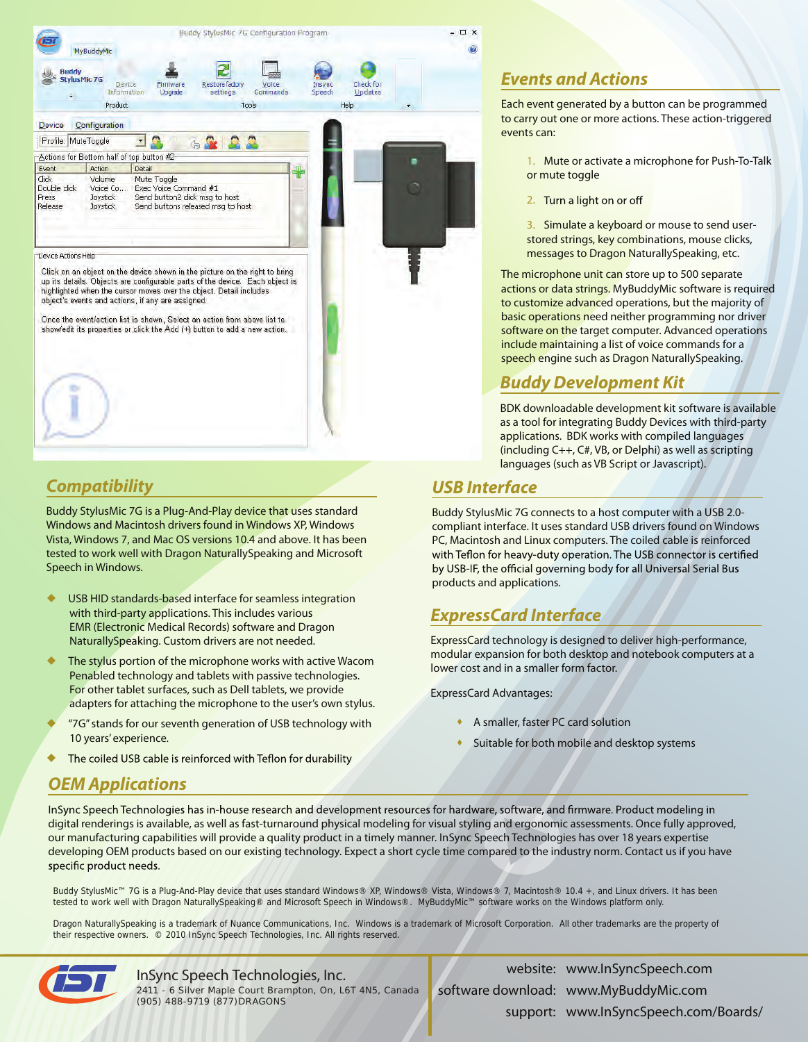## Events and Actions

Each event generated by a button can be programmed to carry out one or more actions. These action-triggered events can:

1. Mute or activate a microphone for Push-To-Talk or mute toggle
2. Turn a light on or off
3. Simulate a keyboard or mouse to send user-stored strings, key combinations, mouse clicks, messages to Dragon NaturallySpeaking, etc.

The microphone unit can store up to 500 separate actions or data strings. MyBuddyMic software is required to customize advanced operations, but the majority of basic operations need neither programming nor driver software on the target computer. Advanced operations include maintaining a list of voice commands for a speech engine such as Dragon NaturallySpeaking.

## Buddy Development Kit

BDK downloadable development kit software is available as a tool for integrating Buddy Devices with third-party applications. BDK works with compiled languages (including C++, C#, VB, or Delphi) as well as scripting languages (such as VB Script or Javascript).

## Compatibility

Buddy StylusMic 7G is a Plug-And-Play device that uses standard Windows and Macintosh drivers found in Windows XP, Windows Vista, Windows 7, and Mac OS versions 10.4 and above. It has been tested to work well with Dragon NaturallySpeaking and Microsoft Speech in Windows.

- USB HID standards-based interface for seamless integration with third-party applications. This includes various EMR (Electronic Medical Records) software and Dragon NaturallySpeaking. Custom drivers are not needed.
- The stylus portion of the microphone works with active Wacom Penabled technology and tablets with passive technologies. For other tablet surfaces, such as Dell tablets, we provide adapters for attaching the microphone to the user's own stylus.
- "7G" stands for our seventh generation of USB technology with 10 years' experience.
- The coiled USB cable is reinforced with Teflon for durability

## USB Interface

Buddy StylusMic 7G connects to a host computer with a USB 2.0-compliant interface. It uses standard USB drivers found on Windows PC, Macintosh and Linux computers. The coiled cable is reinforced with Teflon for heavy-duty operation. The USB connector is certified by USB-IF, the official governing body for all Universal Serial Bus products and applications.

## ExpressCard Interface

ExpressCard technology is designed to deliver high-performance, modular expansion for both desktop and notebook computers at a lower cost and in a smaller form factor.

ExpressCard Advantages:

- A smaller, faster PC card solution
- Suitable for both mobile and desktop systems

## OEM Applications

InSync Speech Technologies has in-house research and development resources for hardware, software, and firmware. Product modeling in digital renderings is available, as well as fast-turnaround physical modeling for visual styling and ergonomic assessments. Once fully approved, our manufacturing capabilities will provide a quality product in a timely manner. InSync Speech Technologies has over 18 years expertise developing OEM products based on our existing technology. Expect a short cycle time compared to the industry norm. Contact us if you have specific product needs.

Buddy StylusMic™ 7G is a Plug-And-Play device that uses standard Windows® XP, Windows® Vista, Windows® 7, Macintosh® 10.4 +, and Linux drivers. It has been tested to work well with Dragon NaturallySpeaking® and Microsoft Speech in Windows®. MyBuddyMic™ software works on the Windows platform only.

Dragon NaturallySpeaking is a trademark of Nuance Communications, Inc. Windows is a trademark of Microsoft Corporation. All other trademarks are the property of their respective owners. © 2010 InSync Speech Technologies, Inc. All rights reserved.

**InSync Speech Technologies, Inc.**
2411 - 6 Silver Maple Court Brampton, On, L6T 4N5, Canada
(905) 488-9719 (877)DRAGONS

website: www.InSyncSpeech.com
software download: www.MyBuddyMic.com
support: www.InSyncSpeech.com/Boards/